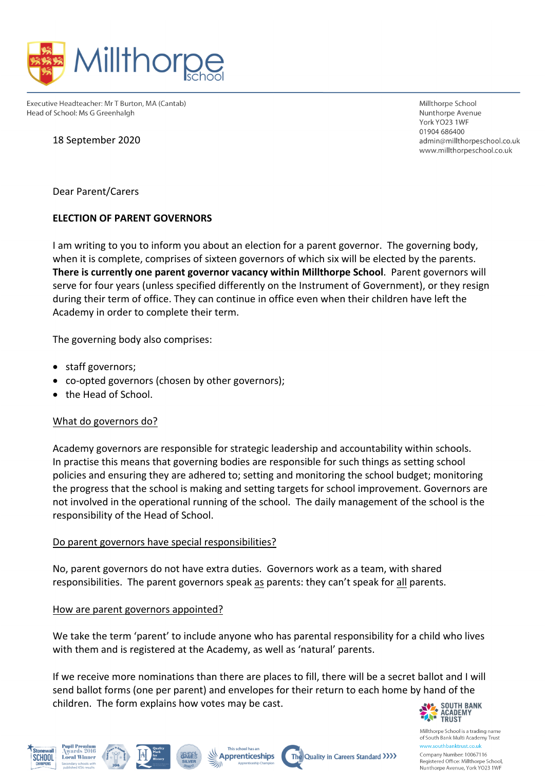Executive Headteacher: Mr T Burton, MA (Cantab)
Head of School: Ms G Greenhalgh

Millthorpe School
Nunthorpe Avenue
York YO23 1WF
01904 686400
admin@millthorpeschool.co.uk
www.millthorpeschool.co.uk

18 September 2020

Dear Parent/Carers

**ELECTION OF PARENT GOVERNORS**

I am writing to you to inform you about an election for a parent governor. The governing body, when it is complete, comprises of sixteen governors of which six will be elected by the parents. **There is currently one parent governor vacancy within Millthorpe School**. Parent governors will serve for four years (unless specified differently on the Instrument of Government), or they resign during their term of office. They can continue in office even when their children have left the Academy in order to complete their term.

The governing body also comprises:

- staff governors;
- co-opted governors (chosen by other governors);
- the Head of School.

<u>What do governors do?</u>

Academy governors are responsible for strategic leadership and accountability within schools. In practise this means that governing bodies are responsible for such things as setting school policies and ensuring they are adhered to; setting and monitoring the school budget; monitoring the progress that the school is making and setting targets for school improvement. Governors are not involved in the operational running of the school. The daily management of the school is the responsibility of the Head of School.

<u>Do parent governors have special responsibilities?</u>

No, parent governors do not have extra duties. Governors work as a team, with shared responsibilities. The parent governors speak <u>as</u> parents: they can't speak for <u>all</u> parents.

<u>How are parent governors appointed?</u>

We take the term 'parent' to include anyone who has parental responsibility for a child who lives with them and is registered at the Academy, as well as 'natural' parents.

If we receive more nominations than there are places to fill, there will be a secret ballot and I will send ballot forms (one per parent) and envelopes for their return to each home by hand of the children. The form explains how votes may be cast.

SOUTH BANK ACADEMY TRUST

Millthorpe School is a trading name of South Bank Multi Academy Trust
www.southbanktrust.co.uk

Company Number: 10067116
Registered Office: Millthorpe School, Nunthorpe Avenue, York YO23 1WF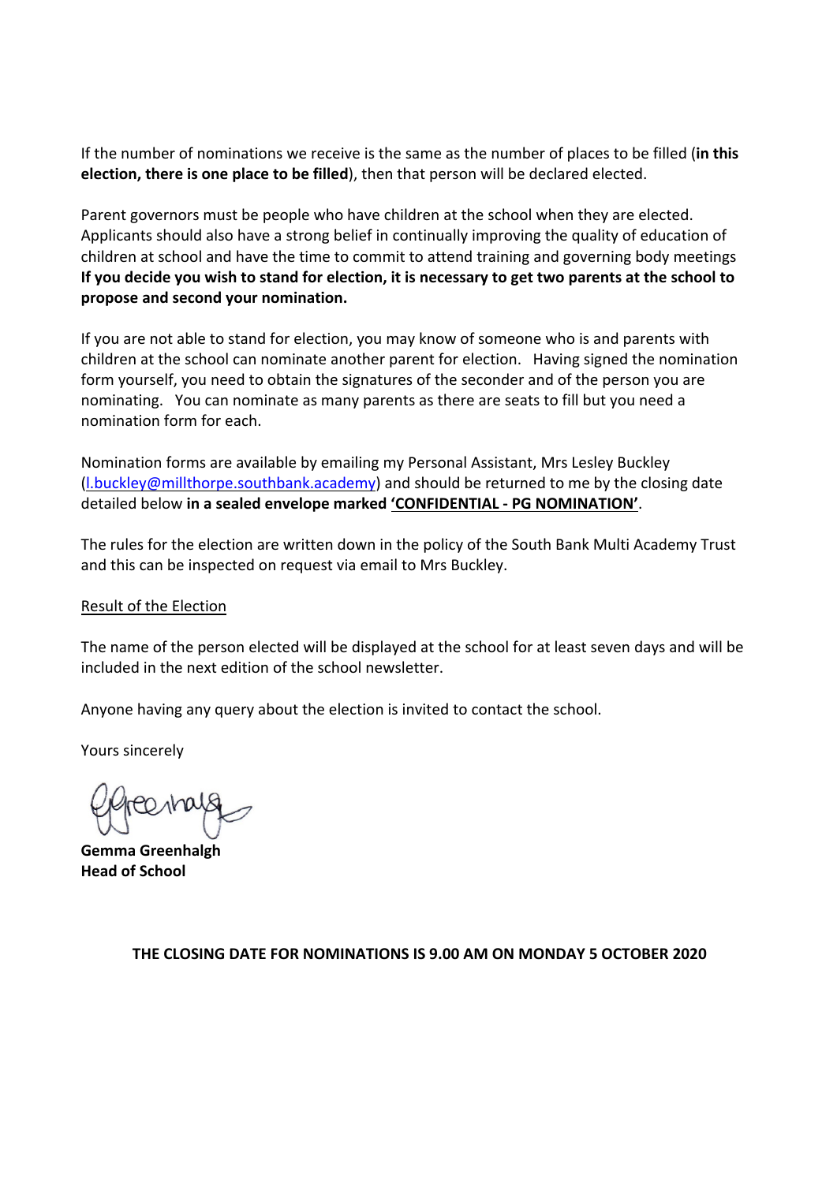If the number of nominations we receive is the same as the number of places to be filled (**in this election, there is one place to be filled**), then that person will be declared elected.

Parent governors must be people who have children at the school when they are elected. Applicants should also have a strong belief in continually improving the quality of education of children at school and have the time to commit to attend training and governing body meetings **If you decide you wish to stand for election, it is necessary to get two parents at the school to propose and second your nomination.**

If you are not able to stand for election, you may know of someone who is and parents with children at the school can nominate another parent for election. Having signed the nomination form yourself, you need to obtain the signatures of the seconder and of the person you are nominating. You can nominate as many parents as there are seats to fill but you need a nomination form for each.

Nomination forms are available by emailing my Personal Assistant, Mrs Lesley Buckley (l.buckley@millthorpe.southbank.academy) and should be returned to me by the closing date detailed below **in a sealed envelope marked 'CONFIDENTIAL - PG NOMINATION'**.

The rules for the election are written down in the policy of the South Bank Multi Academy Trust and this can be inspected on request via email to Mrs Buckley.

Result of the Election

The name of the person elected will be displayed at the school for at least seven days and will be included in the next edition of the school newsletter.

Anyone having any query about the election is invited to contact the school.

Yours sincerely

**Gemma Greenhalgh**
**Head of School**

**THE CLOSING DATE FOR NOMINATIONS IS 9.00 AM ON MONDAY 5 OCTOBER 2020**